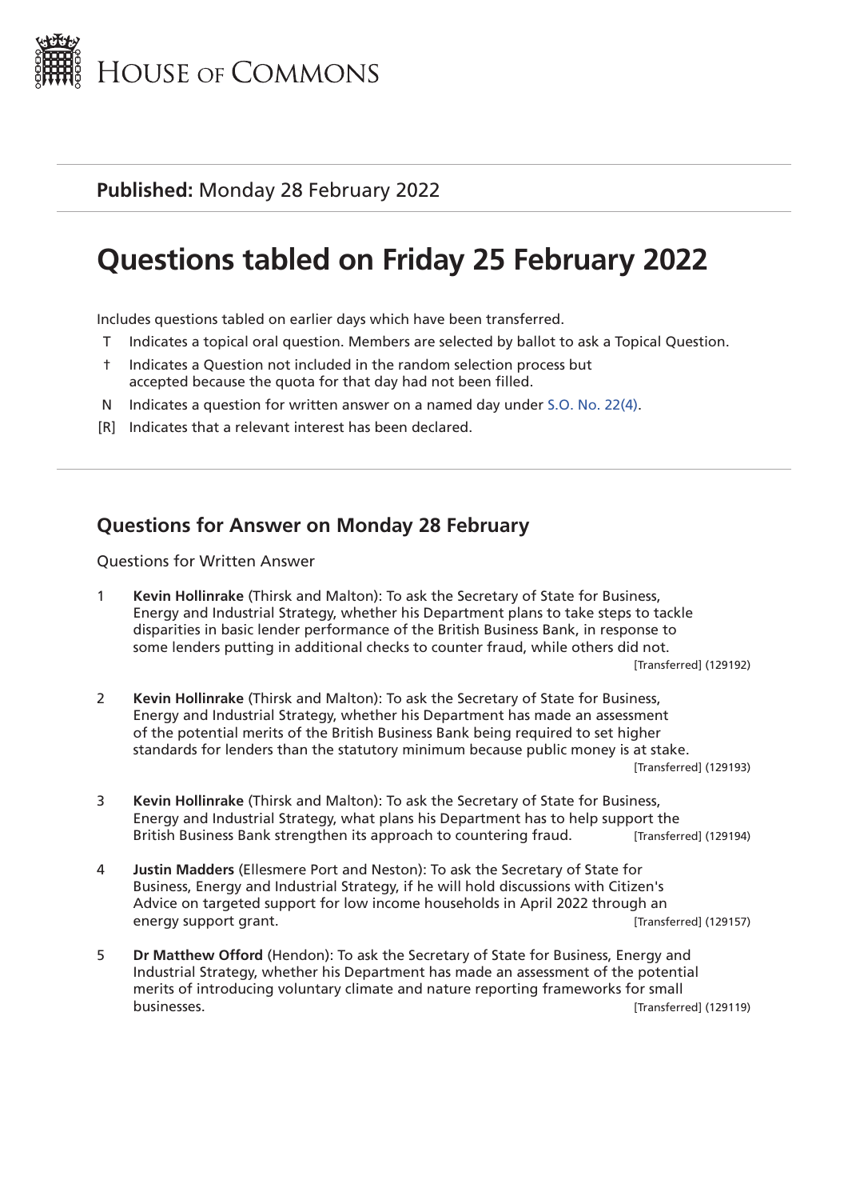House of Commons

**Published:** Monday 28 February 2022

# Questions tabled on Friday 25 February 2022

Includes questions tabled on earlier days which have been transferred.

- T Indicates a topical oral question. Members are selected by ballot to ask a Topical Question.
- † Indicates a Question not included in the random selection process but accepted because the quota for that day had not been filled.
- N Indicates a question for written answer on a named day under S.O. No. 22(4).
- [R] Indicates that a relevant interest has been declared.

## Questions for Answer on Monday 28 February

Questions for Written Answer

1 **Kevin Hollinrake** (Thirsk and Malton): To ask the Secretary of State for Business, Energy and Industrial Strategy, whether his Department plans to take steps to tackle disparities in basic lender performance of the British Business Bank, in response to some lenders putting in additional checks to counter fraud, while others did not. [Transferred] (129192)

2 **Kevin Hollinrake** (Thirsk and Malton): To ask the Secretary of State for Business, Energy and Industrial Strategy, whether his Department has made an assessment of the potential merits of the British Business Bank being required to set higher standards for lenders than the statutory minimum because public money is at stake. [Transferred] (129193)

3 **Kevin Hollinrake** (Thirsk and Malton): To ask the Secretary of State for Business, Energy and Industrial Strategy, what plans his Department has to help support the British Business Bank strengthen its approach to countering fraud. [Transferred] (129194)

4 **Justin Madders** (Ellesmere Port and Neston): To ask the Secretary of State for Business, Energy and Industrial Strategy, if he will hold discussions with Citizen's Advice on targeted support for low income households in April 2022 through an energy support grant. [Transferred] (129157)

5 **Dr Matthew Offord** (Hendon): To ask the Secretary of State for Business, Energy and Industrial Strategy, whether his Department has made an assessment of the potential merits of introducing voluntary climate and nature reporting frameworks for small businesses. [Transferred] (129119)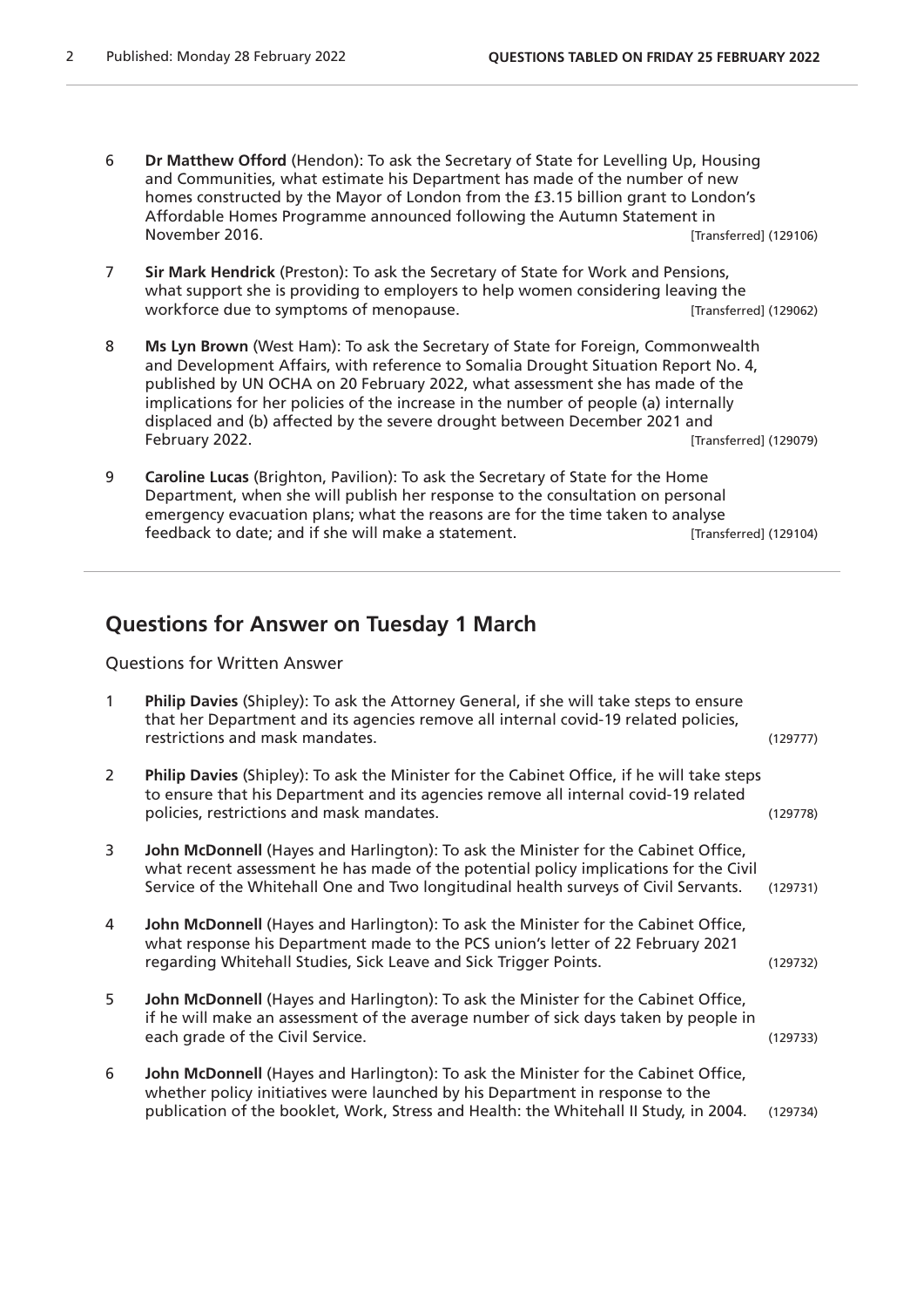6 **Dr Matthew Offord** (Hendon): To ask the Secretary of State for Levelling Up, Housing and Communities, what estimate his Department has made of the number of new homes constructed by the Mayor of London from the £3.15 billion grant to London's Affordable Homes Programme announced following the Autumn Statement in November 2016. [Transferred] (129106)

7 **Sir Mark Hendrick** (Preston): To ask the Secretary of State for Work and Pensions, what support she is providing to employers to help women considering leaving the workforce due to symptoms of menopause. [Transferred] (129062)

8 **Ms Lyn Brown** (West Ham): To ask the Secretary of State for Foreign, Commonwealth and Development Affairs, with reference to Somalia Drought Situation Report No. 4, published by UN OCHA on 20 February 2022, what assessment she has made of the implications for her policies of the increase in the number of people (a) internally displaced and (b) affected by the severe drought between December 2021 and February 2022. [Transferred] (129079)

9 **Caroline Lucas** (Brighton, Pavilion): To ask the Secretary of State for the Home Department, when she will publish her response to the consultation on personal emergency evacuation plans; what the reasons are for the time taken to analyse feedback to date; and if she will make a statement. [Transferred] (129104)

## Questions for Answer on Tuesday 1 March

Questions for Written Answer

1 **Philip Davies** (Shipley): To ask the Attorney General, if she will take steps to ensure that her Department and its agencies remove all internal covid-19 related policies, restrictions and mask mandates. (129777)

2 **Philip Davies** (Shipley): To ask the Minister for the Cabinet Office, if he will take steps to ensure that his Department and its agencies remove all internal covid-19 related policies, restrictions and mask mandates. (129778)

3 **John McDonnell** (Hayes and Harlington): To ask the Minister for the Cabinet Office, what recent assessment he has made of the potential policy implications for the Civil Service of the Whitehall One and Two longitudinal health surveys of Civil Servants. (129731)

4 **John McDonnell** (Hayes and Harlington): To ask the Minister for the Cabinet Office, what response his Department made to the PCS union's letter of 22 February 2021 regarding Whitehall Studies, Sick Leave and Sick Trigger Points. (129732)

5 **John McDonnell** (Hayes and Harlington): To ask the Minister for the Cabinet Office, if he will make an assessment of the average number of sick days taken by people in each grade of the Civil Service. (129733)

6 **John McDonnell** (Hayes and Harlington): To ask the Minister for the Cabinet Office, whether policy initiatives were launched by his Department in response to the publication of the booklet, Work, Stress and Health: the Whitehall II Study, in 2004. (129734)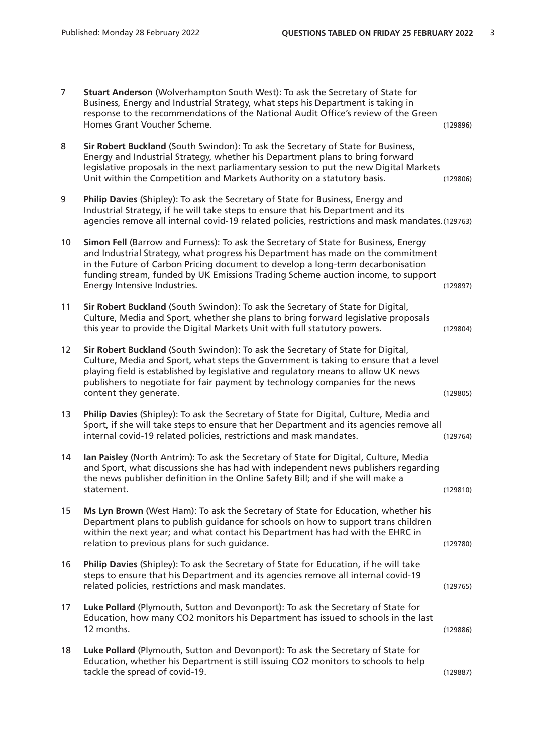7 **Stuart Anderson** (Wolverhampton South West): To ask the Secretary of State for Business, Energy and Industrial Strategy, what steps his Department is taking in response to the recommendations of the National Audit Office's review of the Green Homes Grant Voucher Scheme. (129896)

8 **Sir Robert Buckland** (South Swindon): To ask the Secretary of State for Business, Energy and Industrial Strategy, whether his Department plans to bring forward legislative proposals in the next parliamentary session to put the new Digital Markets Unit within the Competition and Markets Authority on a statutory basis. (129806)

9 **Philip Davies** (Shipley): To ask the Secretary of State for Business, Energy and Industrial Strategy, if he will take steps to ensure that his Department and its agencies remove all internal covid-19 related policies, restrictions and mask mandates. (129763)

10 **Simon Fell** (Barrow and Furness): To ask the Secretary of State for Business, Energy and Industrial Strategy, what progress his Department has made on the commitment in the Future of Carbon Pricing document to develop a long-term decarbonisation funding stream, funded by UK Emissions Trading Scheme auction income, to support Energy Intensive Industries. (129897)

11 **Sir Robert Buckland** (South Swindon): To ask the Secretary of State for Digital, Culture, Media and Sport, whether she plans to bring forward legislative proposals this year to provide the Digital Markets Unit with full statutory powers. (129804)

12 **Sir Robert Buckland** (South Swindon): To ask the Secretary of State for Digital, Culture, Media and Sport, what steps the Government is taking to ensure that a level playing field is established by legislative and regulatory means to allow UK news publishers to negotiate for fair payment by technology companies for the news content they generate. (129805)

13 **Philip Davies** (Shipley): To ask the Secretary of State for Digital, Culture, Media and Sport, if she will take steps to ensure that her Department and its agencies remove all internal covid-19 related policies, restrictions and mask mandates. (129764)

14 **Ian Paisley** (North Antrim): To ask the Secretary of State for Digital, Culture, Media and Sport, what discussions she has had with independent news publishers regarding the news publisher definition in the Online Safety Bill; and if she will make a statement. (129810)

15 **Ms Lyn Brown** (West Ham): To ask the Secretary of State for Education, whether his Department plans to publish guidance for schools on how to support trans children within the next year; and what contact his Department has had with the EHRC in relation to previous plans for such guidance. (129780)

16 **Philip Davies** (Shipley): To ask the Secretary of State for Education, if he will take steps to ensure that his Department and its agencies remove all internal covid-19 related policies, restrictions and mask mandates. (129765)

17 **Luke Pollard** (Plymouth, Sutton and Devonport): To ask the Secretary of State for Education, how many CO2 monitors his Department has issued to schools in the last 12 months. (129886)

18 **Luke Pollard** (Plymouth, Sutton and Devonport): To ask the Secretary of State for Education, whether his Department is still issuing CO2 monitors to schools to help tackle the spread of covid-19. (129887)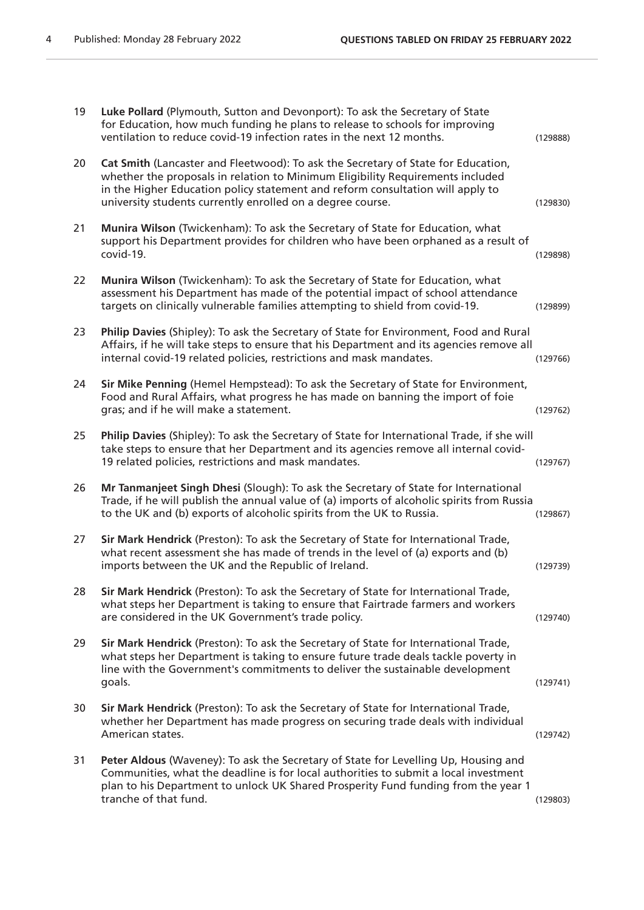19 **Luke Pollard** (Plymouth, Sutton and Devonport): To ask the Secretary of State for Education, how much funding he plans to release to schools for improving ventilation to reduce covid-19 infection rates in the next 12 months. (129888)

20 **Cat Smith** (Lancaster and Fleetwood): To ask the Secretary of State for Education, whether the proposals in relation to Minimum Eligibility Requirements included in the Higher Education policy statement and reform consultation will apply to university students currently enrolled on a degree course. (129830)

21 **Munira Wilson** (Twickenham): To ask the Secretary of State for Education, what support his Department provides for children who have been orphaned as a result of covid-19. (129898)

22 **Munira Wilson** (Twickenham): To ask the Secretary of State for Education, what assessment his Department has made of the potential impact of school attendance targets on clinically vulnerable families attempting to shield from covid-19. (129899)

23 **Philip Davies** (Shipley): To ask the Secretary of State for Environment, Food and Rural Affairs, if he will take steps to ensure that his Department and its agencies remove all internal covid-19 related policies, restrictions and mask mandates. (129766)

24 **Sir Mike Penning** (Hemel Hempstead): To ask the Secretary of State for Environment, Food and Rural Affairs, what progress he has made on banning the import of foie gras; and if he will make a statement. (129762)

25 **Philip Davies** (Shipley): To ask the Secretary of State for International Trade, if she will take steps to ensure that her Department and its agencies remove all internal covid-19 related policies, restrictions and mask mandates. (129767)

26 **Mr Tanmanjeet Singh Dhesi** (Slough): To ask the Secretary of State for International Trade, if he will publish the annual value of (a) imports of alcoholic spirits from Russia to the UK and (b) exports of alcoholic spirits from the UK to Russia. (129867)

27 **Sir Mark Hendrick** (Preston): To ask the Secretary of State for International Trade, what recent assessment she has made of trends in the level of (a) exports and (b) imports between the UK and the Republic of Ireland. (129739)

28 **Sir Mark Hendrick** (Preston): To ask the Secretary of State for International Trade, what steps her Department is taking to ensure that Fairtrade farmers and workers are considered in the UK Government's trade policy. (129740)

29 **Sir Mark Hendrick** (Preston): To ask the Secretary of State for International Trade, what steps her Department is taking to ensure future trade deals tackle poverty in line with the Government's commitments to deliver the sustainable development goals. (129741)

30 **Sir Mark Hendrick** (Preston): To ask the Secretary of State for International Trade, whether her Department has made progress on securing trade deals with individual American states. (129742)

31 **Peter Aldous** (Waveney): To ask the Secretary of State for Levelling Up, Housing and Communities, what the deadline is for local authorities to submit a local investment plan to his Department to unlock UK Shared Prosperity Fund funding from the year 1 tranche of that fund. (129803)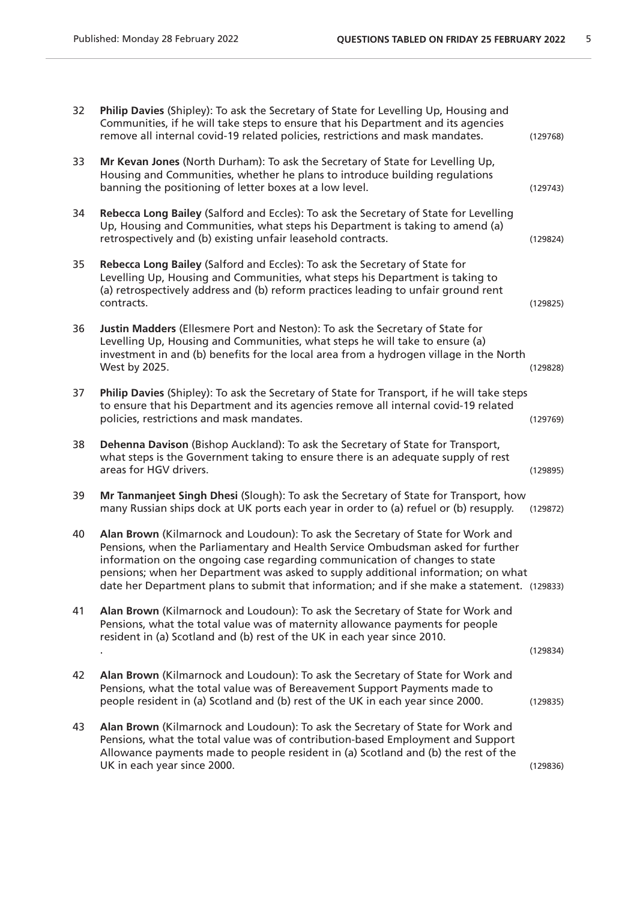32 **Philip Davies** (Shipley): To ask the Secretary of State for Levelling Up, Housing and Communities, if he will take steps to ensure that his Department and its agencies remove all internal covid-19 related policies, restrictions and mask mandates. (129768)

33 **Mr Kevan Jones** (North Durham): To ask the Secretary of State for Levelling Up, Housing and Communities, whether he plans to introduce building regulations banning the positioning of letter boxes at a low level. (129743)

34 **Rebecca Long Bailey** (Salford and Eccles): To ask the Secretary of State for Levelling Up, Housing and Communities, what steps his Department is taking to amend (a) retrospectively and (b) existing unfair leasehold contracts. (129824)

35 **Rebecca Long Bailey** (Salford and Eccles): To ask the Secretary of State for Levelling Up, Housing and Communities, what steps his Department is taking to (a) retrospectively address and (b) reform practices leading to unfair ground rent contracts. (129825)

36 **Justin Madders** (Ellesmere Port and Neston): To ask the Secretary of State for Levelling Up, Housing and Communities, what steps he will take to ensure (a) investment in and (b) benefits for the local area from a hydrogen village in the North West by 2025. (129828)

37 **Philip Davies** (Shipley): To ask the Secretary of State for Transport, if he will take steps to ensure that his Department and its agencies remove all internal covid-19 related policies, restrictions and mask mandates. (129769)

38 **Dehenna Davison** (Bishop Auckland): To ask the Secretary of State for Transport, what steps is the Government taking to ensure there is an adequate supply of rest areas for HGV drivers. (129895)

39 **Mr Tanmanjeet Singh Dhesi** (Slough): To ask the Secretary of State for Transport, how many Russian ships dock at UK ports each year in order to (a) refuel or (b) resupply. (129872)

40 **Alan Brown** (Kilmarnock and Loudoun): To ask the Secretary of State for Work and Pensions, when the Parliamentary and Health Service Ombudsman asked for further information on the ongoing case regarding communication of changes to state pensions; when her Department was asked to supply additional information; on what date her Department plans to submit that information; and if she make a statement. (129833)

41 **Alan Brown** (Kilmarnock and Loudoun): To ask the Secretary of State for Work and Pensions, what the total value was of maternity allowance payments for people resident in (a) Scotland and (b) rest of the UK in each year since 2010.
. (129834)

42 **Alan Brown** (Kilmarnock and Loudoun): To ask the Secretary of State for Work and Pensions, what the total value was of Bereavement Support Payments made to people resident in (a) Scotland and (b) rest of the UK in each year since 2000. (129835)

43 **Alan Brown** (Kilmarnock and Loudoun): To ask the Secretary of State for Work and Pensions, what the total value was of contribution-based Employment and Support Allowance payments made to people resident in (a) Scotland and (b) the rest of the UK in each year since 2000. (129836)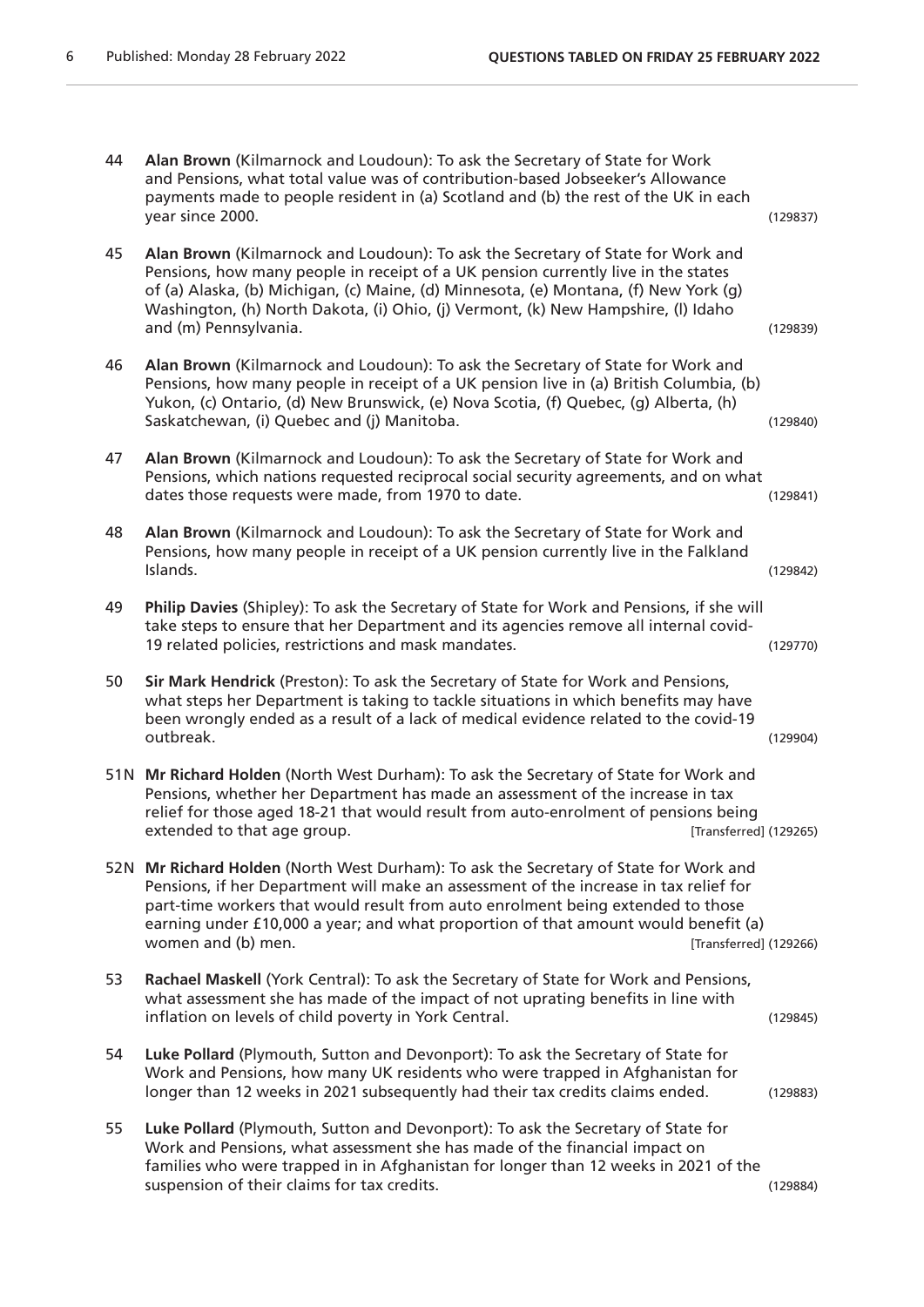44 **Alan Brown** (Kilmarnock and Loudoun): To ask the Secretary of State for Work and Pensions, what total value was of contribution-based Jobseeker's Allowance payments made to people resident in (a) Scotland and (b) the rest of the UK in each year since 2000. (129837)

45 **Alan Brown** (Kilmarnock and Loudoun): To ask the Secretary of State for Work and Pensions, how many people in receipt of a UK pension currently live in the states of (a) Alaska, (b) Michigan, (c) Maine, (d) Minnesota, (e) Montana, (f) New York (g) Washington, (h) North Dakota, (i) Ohio, (j) Vermont, (k) New Hampshire, (l) Idaho and (m) Pennsylvania. (129839)

46 **Alan Brown** (Kilmarnock and Loudoun): To ask the Secretary of State for Work and Pensions, how many people in receipt of a UK pension live in (a) British Columbia, (b) Yukon, (c) Ontario, (d) New Brunswick, (e) Nova Scotia, (f) Quebec, (g) Alberta, (h) Saskatchewan, (i) Quebec and (j) Manitoba. (129840)

47 **Alan Brown** (Kilmarnock and Loudoun): To ask the Secretary of State for Work and Pensions, which nations requested reciprocal social security agreements, and on what dates those requests were made, from 1970 to date. (129841)

48 **Alan Brown** (Kilmarnock and Loudoun): To ask the Secretary of State for Work and Pensions, how many people in receipt of a UK pension currently live in the Falkland Islands. (129842)

49 **Philip Davies** (Shipley): To ask the Secretary of State for Work and Pensions, if she will take steps to ensure that her Department and its agencies remove all internal covid-19 related policies, restrictions and mask mandates. (129770)

50 **Sir Mark Hendrick** (Preston): To ask the Secretary of State for Work and Pensions, what steps her Department is taking to tackle situations in which benefits may have been wrongly ended as a result of a lack of medical evidence related to the covid-19 outbreak. (129904)

51N **Mr Richard Holden** (North West Durham): To ask the Secretary of State for Work and Pensions, whether her Department has made an assessment of the increase in tax relief for those aged 18-21 that would result from auto-enrolment of pensions being extended to that age group. [Transferred] (129265)

52N **Mr Richard Holden** (North West Durham): To ask the Secretary of State for Work and Pensions, if her Department will make an assessment of the increase in tax relief for part-time workers that would result from auto enrolment being extended to those earning under £10,000 a year; and what proportion of that amount would benefit (a) women and (b) men. [Transferred] (129266)

53 **Rachael Maskell** (York Central): To ask the Secretary of State for Work and Pensions, what assessment she has made of the impact of not uprating benefits in line with inflation on levels of child poverty in York Central. (129845)

54 **Luke Pollard** (Plymouth, Sutton and Devonport): To ask the Secretary of State for Work and Pensions, how many UK residents who were trapped in Afghanistan for longer than 12 weeks in 2021 subsequently had their tax credits claims ended. (129883)

55 **Luke Pollard** (Plymouth, Sutton and Devonport): To ask the Secretary of State for Work and Pensions, what assessment she has made of the financial impact on families who were trapped in in Afghanistan for longer than 12 weeks in 2021 of the suspension of their claims for tax credits. (129884)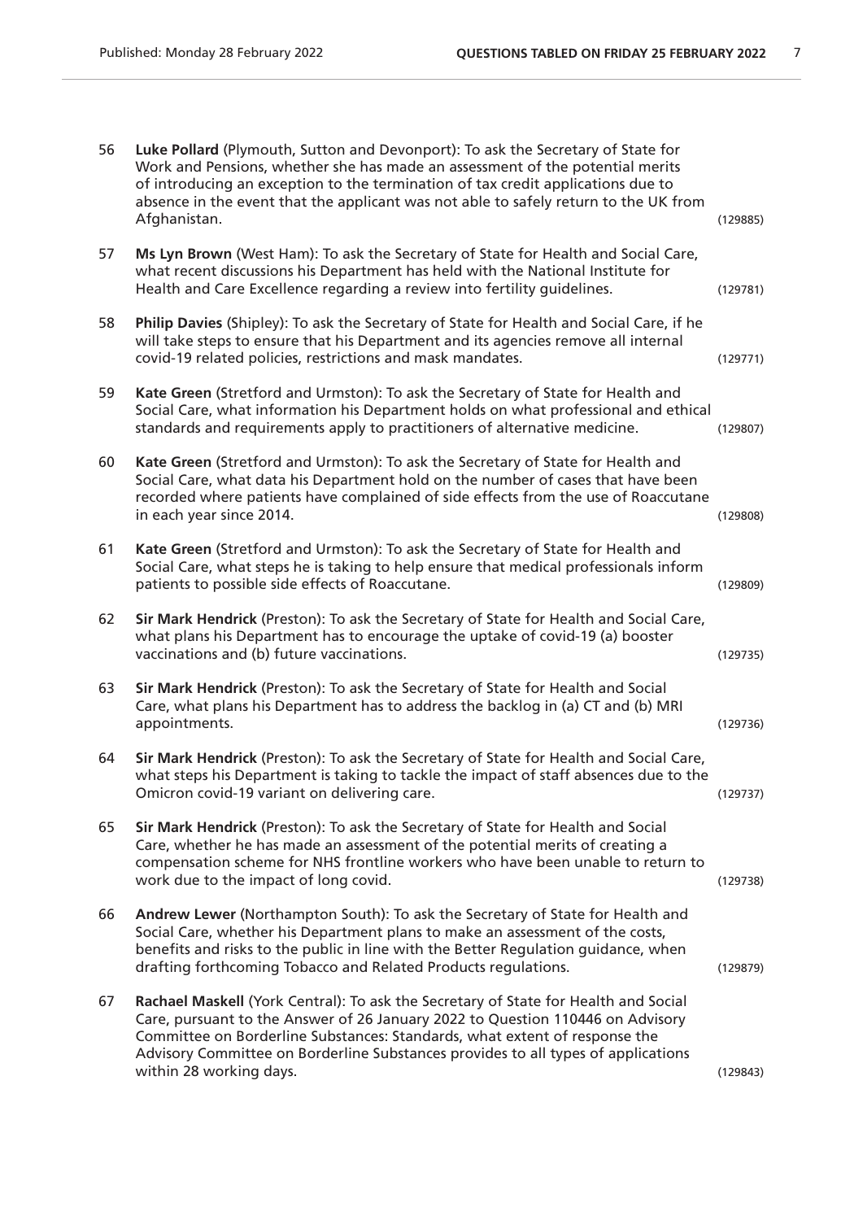56 **Luke Pollard** (Plymouth, Sutton and Devonport): To ask the Secretary of State for Work and Pensions, whether she has made an assessment of the potential merits of introducing an exception to the termination of tax credit applications due to absence in the event that the applicant was not able to safely return to the UK from Afghanistan. (129885)

57 **Ms Lyn Brown** (West Ham): To ask the Secretary of State for Health and Social Care, what recent discussions his Department has held with the National Institute for Health and Care Excellence regarding a review into fertility guidelines. (129781)

58 **Philip Davies** (Shipley): To ask the Secretary of State for Health and Social Care, if he will take steps to ensure that his Department and its agencies remove all internal covid-19 related policies, restrictions and mask mandates. (129771)

59 **Kate Green** (Stretford and Urmston): To ask the Secretary of State for Health and Social Care, what information his Department holds on what professional and ethical standards and requirements apply to practitioners of alternative medicine. (129807)

60 **Kate Green** (Stretford and Urmston): To ask the Secretary of State for Health and Social Care, what data his Department hold on the number of cases that have been recorded where patients have complained of side effects from the use of Roaccutane in each year since 2014. (129808)

61 **Kate Green** (Stretford and Urmston): To ask the Secretary of State for Health and Social Care, what steps he is taking to help ensure that medical professionals inform patients to possible side effects of Roaccutane. (129809)

62 **Sir Mark Hendrick** (Preston): To ask the Secretary of State for Health and Social Care, what plans his Department has to encourage the uptake of covid-19 (a) booster vaccinations and (b) future vaccinations. (129735)

63 **Sir Mark Hendrick** (Preston): To ask the Secretary of State for Health and Social Care, what plans his Department has to address the backlog in (a) CT and (b) MRI appointments. (129736)

64 **Sir Mark Hendrick** (Preston): To ask the Secretary of State for Health and Social Care, what steps his Department is taking to tackle the impact of staff absences due to the Omicron covid-19 variant on delivering care. (129737)

65 **Sir Mark Hendrick** (Preston): To ask the Secretary of State for Health and Social Care, whether he has made an assessment of the potential merits of creating a compensation scheme for NHS frontline workers who have been unable to return to work due to the impact of long covid. (129738)

66 **Andrew Lewer** (Northampton South): To ask the Secretary of State for Health and Social Care, whether his Department plans to make an assessment of the costs, benefits and risks to the public in line with the Better Regulation guidance, when drafting forthcoming Tobacco and Related Products regulations. (129879)

67 **Rachael Maskell** (York Central): To ask the Secretary of State for Health and Social Care, pursuant to the Answer of 26 January 2022 to Question 110446 on Advisory Committee on Borderline Substances: Standards, what extent of response the Advisory Committee on Borderline Substances provides to all types of applications within 28 working days. (129843)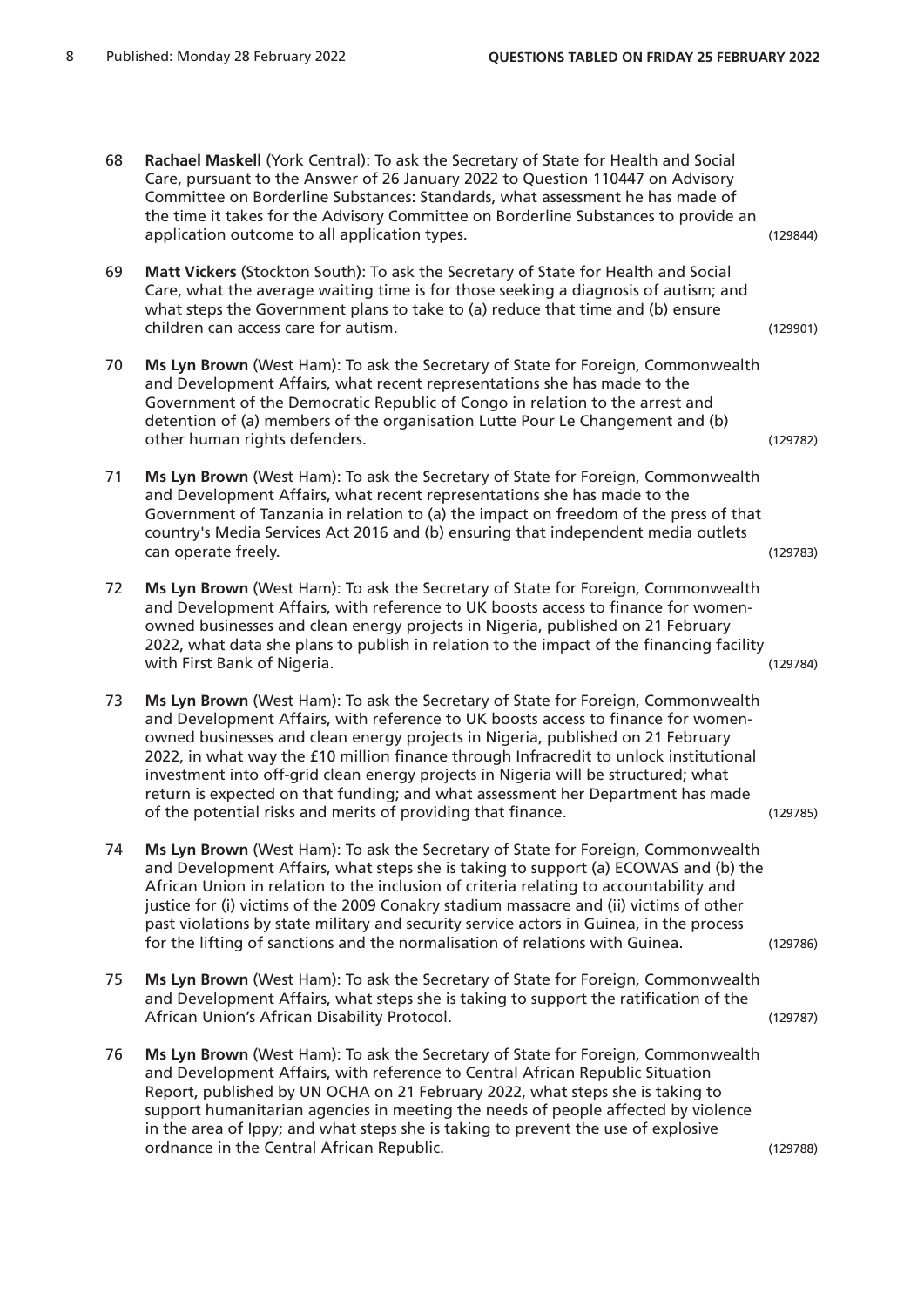68 **Rachael Maskell** (York Central): To ask the Secretary of State for Health and Social Care, pursuant to the Answer of 26 January 2022 to Question 110447 on Advisory Committee on Borderline Substances: Standards, what assessment he has made of the time it takes for the Advisory Committee on Borderline Substances to provide an application outcome to all application types. (129844)

69 **Matt Vickers** (Stockton South): To ask the Secretary of State for Health and Social Care, what the average waiting time is for those seeking a diagnosis of autism; and what steps the Government plans to take to (a) reduce that time and (b) ensure children can access care for autism. (129901)

70 **Ms Lyn Brown** (West Ham): To ask the Secretary of State for Foreign, Commonwealth and Development Affairs, what recent representations she has made to the Government of the Democratic Republic of Congo in relation to the arrest and detention of (a) members of the organisation Lutte Pour Le Changement and (b) other human rights defenders. (129782)

71 **Ms Lyn Brown** (West Ham): To ask the Secretary of State for Foreign, Commonwealth and Development Affairs, what recent representations she has made to the Government of Tanzania in relation to (a) the impact on freedom of the press of that country's Media Services Act 2016 and (b) ensuring that independent media outlets can operate freely. (129783)

72 **Ms Lyn Brown** (West Ham): To ask the Secretary of State for Foreign, Commonwealth and Development Affairs, with reference to UK boosts access to finance for women-owned businesses and clean energy projects in Nigeria, published on 21 February 2022, what data she plans to publish in relation to the impact of the financing facility with First Bank of Nigeria. (129784)

73 **Ms Lyn Brown** (West Ham): To ask the Secretary of State for Foreign, Commonwealth and Development Affairs, with reference to UK boosts access to finance for women-owned businesses and clean energy projects in Nigeria, published on 21 February 2022, in what way the £10 million finance through Infracredit to unlock institutional investment into off-grid clean energy projects in Nigeria will be structured; what return is expected on that funding; and what assessment her Department has made of the potential risks and merits of providing that finance. (129785)

74 **Ms Lyn Brown** (West Ham): To ask the Secretary of State for Foreign, Commonwealth and Development Affairs, what steps she is taking to support (a) ECOWAS and (b) the African Union in relation to the inclusion of criteria relating to accountability and justice for (i) victims of the 2009 Conakry stadium massacre and (ii) victims of other past violations by state military and security service actors in Guinea, in the process for the lifting of sanctions and the normalisation of relations with Guinea. (129786)

75 **Ms Lyn Brown** (West Ham): To ask the Secretary of State for Foreign, Commonwealth and Development Affairs, what steps she is taking to support the ratification of the African Union's African Disability Protocol. (129787)

76 **Ms Lyn Brown** (West Ham): To ask the Secretary of State for Foreign, Commonwealth and Development Affairs, with reference to Central African Republic Situation Report, published by UN OCHA on 21 February 2022, what steps she is taking to support humanitarian agencies in meeting the needs of people affected by violence in the area of Ippy; and what steps she is taking to prevent the use of explosive ordnance in the Central African Republic. (129788)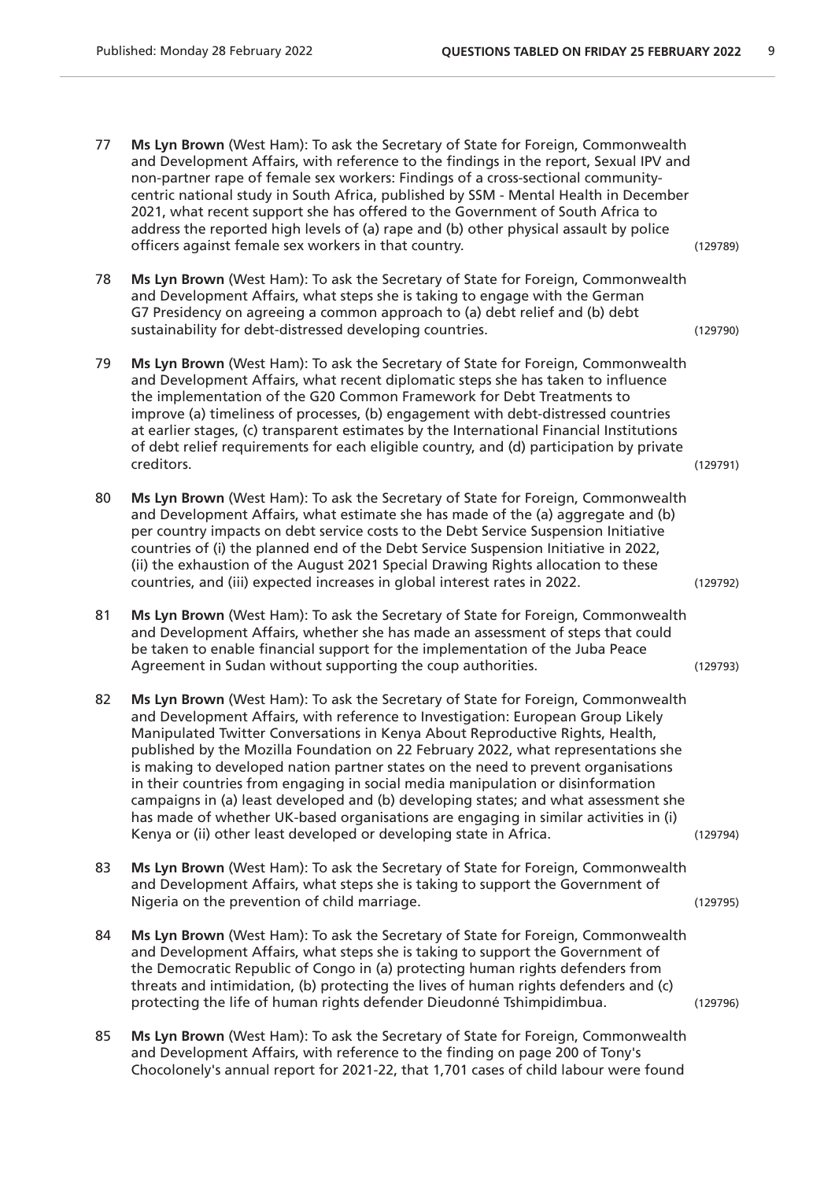77 **Ms Lyn Brown** (West Ham): To ask the Secretary of State for Foreign, Commonwealth and Development Affairs, with reference to the findings in the report, Sexual IPV and non-partner rape of female sex workers: Findings of a cross-sectional community-centric national study in South Africa, published by SSM - Mental Health in December 2021, what recent support she has offered to the Government of South Africa to address the reported high levels of (a) rape and (b) other physical assault by police officers against female sex workers in that country. (129789)

78 **Ms Lyn Brown** (West Ham): To ask the Secretary of State for Foreign, Commonwealth and Development Affairs, what steps she is taking to engage with the German G7 Presidency on agreeing a common approach to (a) debt relief and (b) debt sustainability for debt-distressed developing countries. (129790)

79 **Ms Lyn Brown** (West Ham): To ask the Secretary of State for Foreign, Commonwealth and Development Affairs, what recent diplomatic steps she has taken to influence the implementation of the G20 Common Framework for Debt Treatments to improve (a) timeliness of processes, (b) engagement with debt-distressed countries at earlier stages, (c) transparent estimates by the International Financial Institutions of debt relief requirements for each eligible country, and (d) participation by private creditors. (129791)

80 **Ms Lyn Brown** (West Ham): To ask the Secretary of State for Foreign, Commonwealth and Development Affairs, what estimate she has made of the (a) aggregate and (b) per country impacts on debt service costs to the Debt Service Suspension Initiative countries of (i) the planned end of the Debt Service Suspension Initiative in 2022, (ii) the exhaustion of the August 2021 Special Drawing Rights allocation to these countries, and (iii) expected increases in global interest rates in 2022. (129792)

81 **Ms Lyn Brown** (West Ham): To ask the Secretary of State for Foreign, Commonwealth and Development Affairs, whether she has made an assessment of steps that could be taken to enable financial support for the implementation of the Juba Peace Agreement in Sudan without supporting the coup authorities. (129793)

82 **Ms Lyn Brown** (West Ham): To ask the Secretary of State for Foreign, Commonwealth and Development Affairs, with reference to Investigation: European Group Likely Manipulated Twitter Conversations in Kenya About Reproductive Rights, Health, published by the Mozilla Foundation on 22 February 2022, what representations she is making to developed nation partner states on the need to prevent organisations in their countries from engaging in social media manipulation or disinformation campaigns in (a) least developed and (b) developing states; and what assessment she has made of whether UK-based organisations are engaging in similar activities in (i) Kenya or (ii) other least developed or developing state in Africa. (129794)

83 **Ms Lyn Brown** (West Ham): To ask the Secretary of State for Foreign, Commonwealth and Development Affairs, what steps she is taking to support the Government of Nigeria on the prevention of child marriage. (129795)

84 **Ms Lyn Brown** (West Ham): To ask the Secretary of State for Foreign, Commonwealth and Development Affairs, what steps she is taking to support the Government of the Democratic Republic of Congo in (a) protecting human rights defenders from threats and intimidation, (b) protecting the lives of human rights defenders and (c) protecting the life of human rights defender Dieudonné Tshimpidimbua. (129796)

85 **Ms Lyn Brown** (West Ham): To ask the Secretary of State for Foreign, Commonwealth and Development Affairs, with reference to the finding on page 200 of Tony's Chocolonely's annual report for 2021-22, that 1,701 cases of child labour were found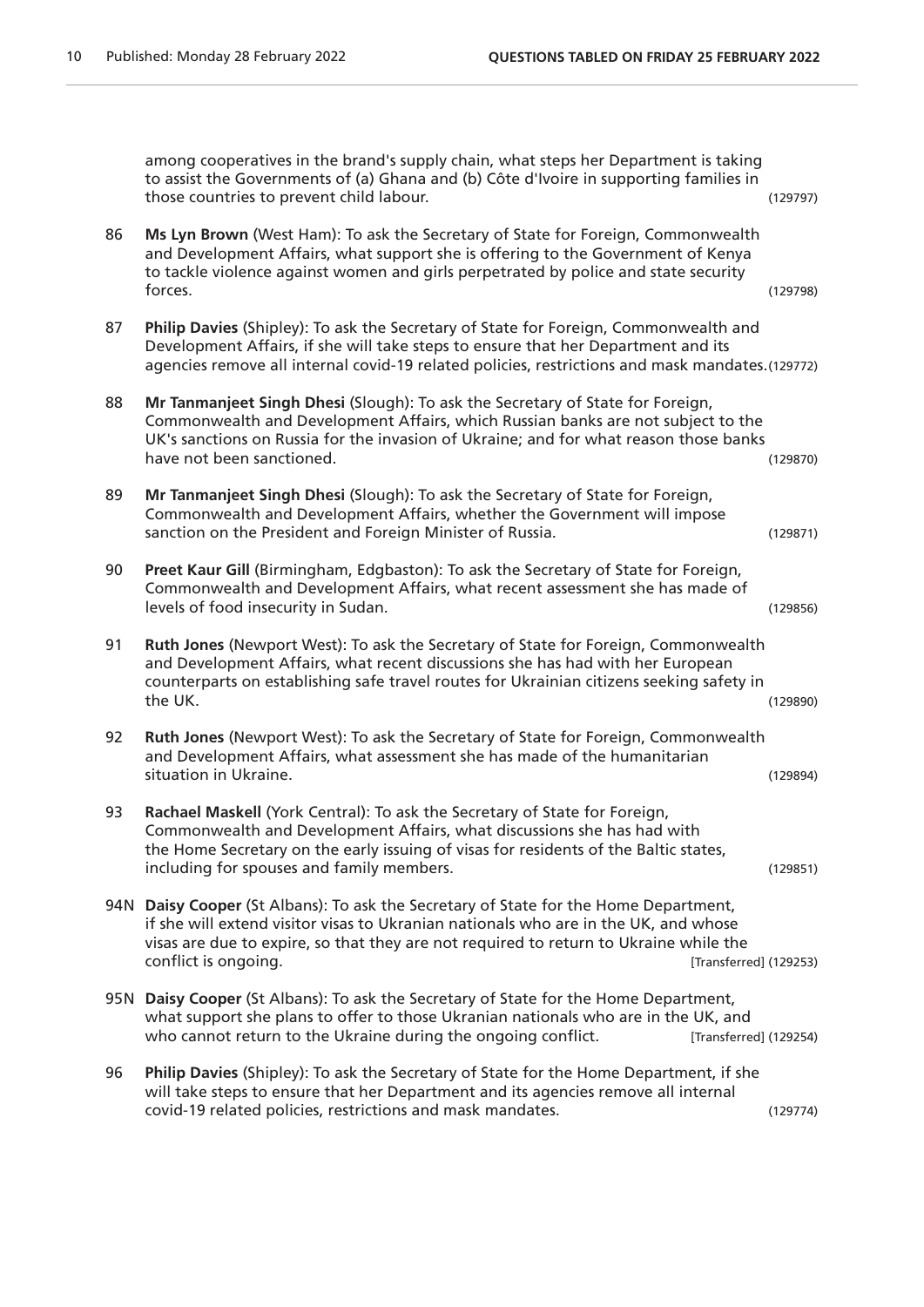among cooperatives in the brand's supply chain, what steps her Department is taking to assist the Governments of (a) Ghana and (b) Côte d'Ivoire in supporting families in those countries to prevent child labour. (129797)

86 **Ms Lyn Brown** (West Ham): To ask the Secretary of State for Foreign, Commonwealth and Development Affairs, what support she is offering to the Government of Kenya to tackle violence against women and girls perpetrated by police and state security forces. (129798)

87 **Philip Davies** (Shipley): To ask the Secretary of State for Foreign, Commonwealth and Development Affairs, if she will take steps to ensure that her Department and its agencies remove all internal covid-19 related policies, restrictions and mask mandates. (129772)

88 **Mr Tanmanjeet Singh Dhesi** (Slough): To ask the Secretary of State for Foreign, Commonwealth and Development Affairs, which Russian banks are not subject to the UK's sanctions on Russia for the invasion of Ukraine; and for what reason those banks have not been sanctioned. (129870)

89 **Mr Tanmanjeet Singh Dhesi** (Slough): To ask the Secretary of State for Foreign, Commonwealth and Development Affairs, whether the Government will impose sanction on the President and Foreign Minister of Russia. (129871)

90 **Preet Kaur Gill** (Birmingham, Edgbaston): To ask the Secretary of State for Foreign, Commonwealth and Development Affairs, what recent assessment she has made of levels of food insecurity in Sudan. (129856)

91 **Ruth Jones** (Newport West): To ask the Secretary of State for Foreign, Commonwealth and Development Affairs, what recent discussions she has had with her European counterparts on establishing safe travel routes for Ukrainian citizens seeking safety in the UK. (129890)

92 **Ruth Jones** (Newport West): To ask the Secretary of State for Foreign, Commonwealth and Development Affairs, what assessment she has made of the humanitarian situation in Ukraine. (129894)

93 **Rachael Maskell** (York Central): To ask the Secretary of State for Foreign, Commonwealth and Development Affairs, what discussions she has had with the Home Secretary on the early issuing of visas for residents of the Baltic states, including for spouses and family members. (129851)

94N **Daisy Cooper** (St Albans): To ask the Secretary of State for the Home Department, if she will extend visitor visas to Ukranian nationals who are in the UK, and whose visas are due to expire, so that they are not required to return to Ukraine while the conflict is ongoing. [Transferred] (129253)

95N **Daisy Cooper** (St Albans): To ask the Secretary of State for the Home Department, what support she plans to offer to those Ukranian nationals who are in the UK, and who cannot return to the Ukraine during the ongoing conflict. [Transferred] (129254)

96 **Philip Davies** (Shipley): To ask the Secretary of State for the Home Department, if she will take steps to ensure that her Department and its agencies remove all internal covid-19 related policies, restrictions and mask mandates. (129774)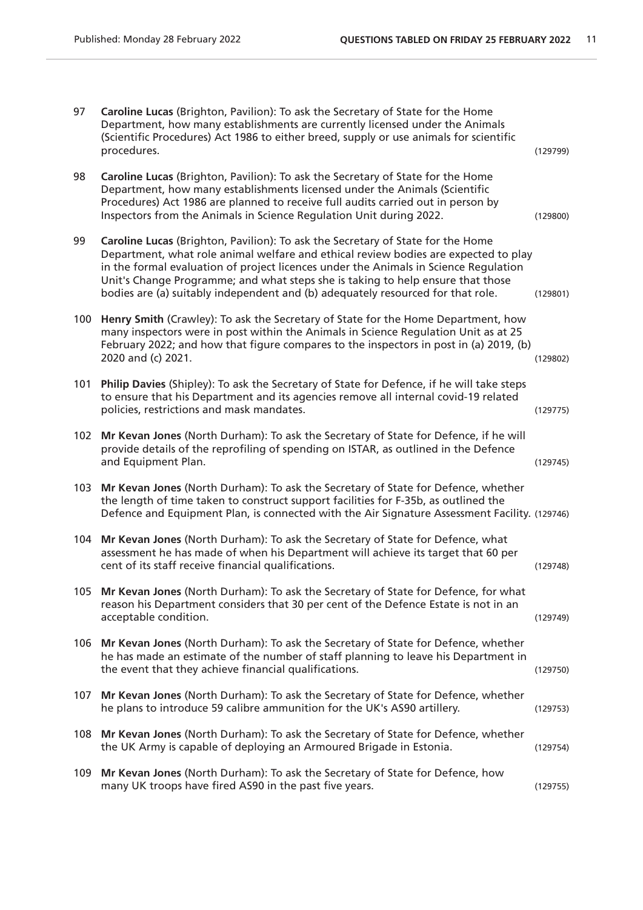97 **Caroline Lucas** (Brighton, Pavilion): To ask the Secretary of State for the Home Department, how many establishments are currently licensed under the Animals (Scientific Procedures) Act 1986 to either breed, supply or use animals for scientific procedures. (129799)

98 **Caroline Lucas** (Brighton, Pavilion): To ask the Secretary of State for the Home Department, how many establishments licensed under the Animals (Scientific Procedures) Act 1986 are planned to receive full audits carried out in person by Inspectors from the Animals in Science Regulation Unit during 2022. (129800)

99 **Caroline Lucas** (Brighton, Pavilion): To ask the Secretary of State for the Home Department, what role animal welfare and ethical review bodies are expected to play in the formal evaluation of project licences under the Animals in Science Regulation Unit's Change Programme; and what steps she is taking to help ensure that those bodies are (a) suitably independent and (b) adequately resourced for that role. (129801)

100 **Henry Smith** (Crawley): To ask the Secretary of State for the Home Department, how many inspectors were in post within the Animals in Science Regulation Unit as at 25 February 2022; and how that figure compares to the inspectors in post in (a) 2019, (b) 2020 and (c) 2021. (129802)

101 **Philip Davies** (Shipley): To ask the Secretary of State for Defence, if he will take steps to ensure that his Department and its agencies remove all internal covid-19 related policies, restrictions and mask mandates. (129775)

102 **Mr Kevan Jones** (North Durham): To ask the Secretary of State for Defence, if he will provide details of the reprofiling of spending on ISTAR, as outlined in the Defence and Equipment Plan. (129745)

103 **Mr Kevan Jones** (North Durham): To ask the Secretary of State for Defence, whether the length of time taken to construct support facilities for F-35b, as outlined the Defence and Equipment Plan, is connected with the Air Signature Assessment Facility. (129746)

104 **Mr Kevan Jones** (North Durham): To ask the Secretary of State for Defence, what assessment he has made of when his Department will achieve its target that 60 per cent of its staff receive financial qualifications. (129748)

105 **Mr Kevan Jones** (North Durham): To ask the Secretary of State for Defence, for what reason his Department considers that 30 per cent of the Defence Estate is not in an acceptable condition. (129749)

106 **Mr Kevan Jones** (North Durham): To ask the Secretary of State for Defence, whether he has made an estimate of the number of staff planning to leave his Department in the event that they achieve financial qualifications. (129750)

107 **Mr Kevan Jones** (North Durham): To ask the Secretary of State for Defence, whether he plans to introduce 59 calibre ammunition for the UK's AS90 artillery. (129753)

108 **Mr Kevan Jones** (North Durham): To ask the Secretary of State for Defence, whether the UK Army is capable of deploying an Armoured Brigade in Estonia. (129754)

109 **Mr Kevan Jones** (North Durham): To ask the Secretary of State for Defence, how many UK troops have fired AS90 in the past five years. (129755)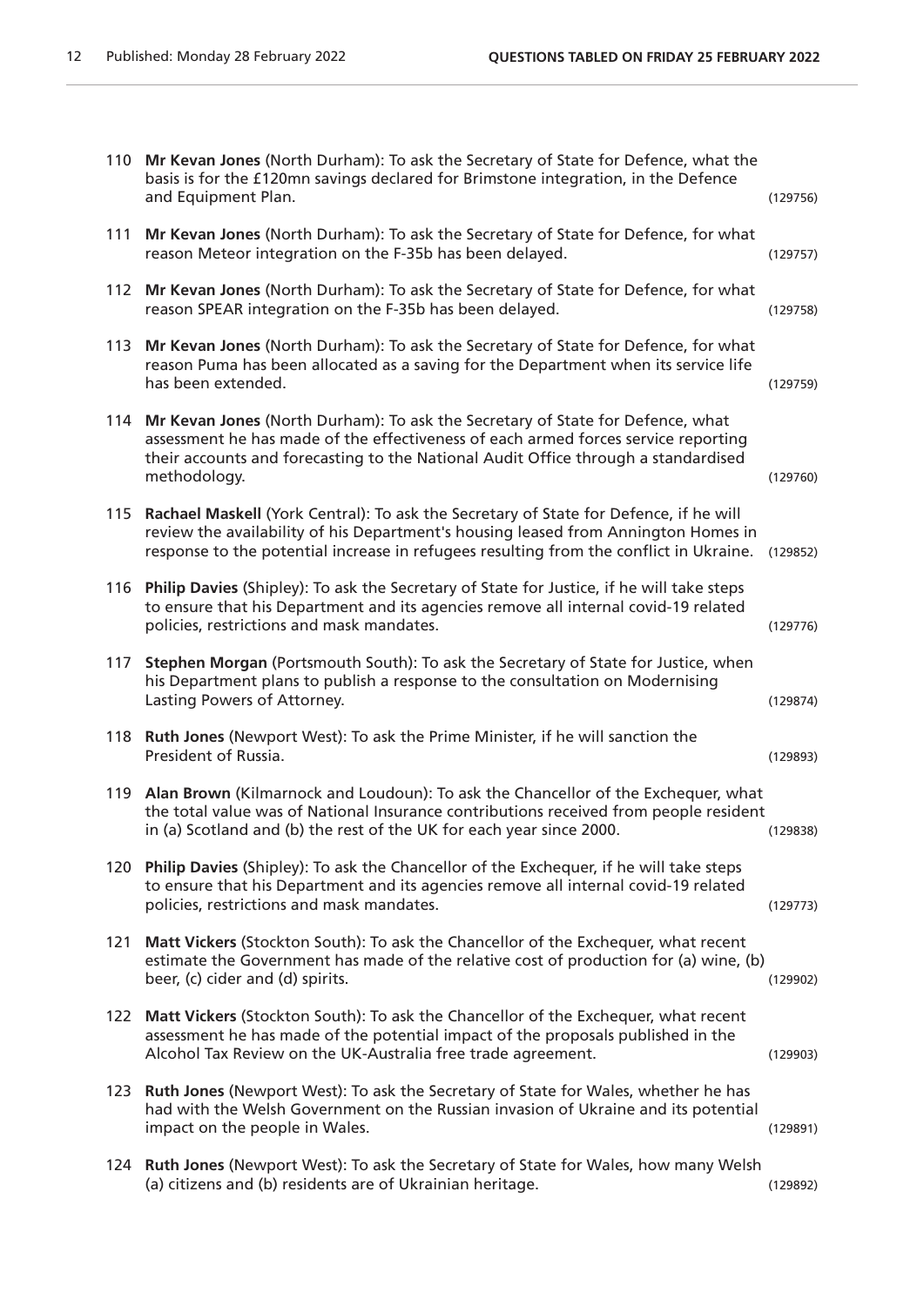110 **Mr Kevan Jones** (North Durham): To ask the Secretary of State for Defence, what the basis is for the £120mn savings declared for Brimstone integration, in the Defence and Equipment Plan. (129756)

111 **Mr Kevan Jones** (North Durham): To ask the Secretary of State for Defence, for what reason Meteor integration on the F-35b has been delayed. (129757)

112 **Mr Kevan Jones** (North Durham): To ask the Secretary of State for Defence, for what reason SPEAR integration on the F-35b has been delayed. (129758)

113 **Mr Kevan Jones** (North Durham): To ask the Secretary of State for Defence, for what reason Puma has been allocated as a saving for the Department when its service life has been extended. (129759)

114 **Mr Kevan Jones** (North Durham): To ask the Secretary of State for Defence, what assessment he has made of the effectiveness of each armed forces service reporting their accounts and forecasting to the National Audit Office through a standardised methodology. (129760)

115 **Rachael Maskell** (York Central): To ask the Secretary of State for Defence, if he will review the availability of his Department's housing leased from Annington Homes in response to the potential increase in refugees resulting from the conflict in Ukraine. (129852)

116 **Philip Davies** (Shipley): To ask the Secretary of State for Justice, if he will take steps to ensure that his Department and its agencies remove all internal covid-19 related policies, restrictions and mask mandates. (129776)

117 **Stephen Morgan** (Portsmouth South): To ask the Secretary of State for Justice, when his Department plans to publish a response to the consultation on Modernising Lasting Powers of Attorney. (129874)

118 **Ruth Jones** (Newport West): To ask the Prime Minister, if he will sanction the President of Russia. (129893)

119 **Alan Brown** (Kilmarnock and Loudoun): To ask the Chancellor of the Exchequer, what the total value was of National Insurance contributions received from people resident in (a) Scotland and (b) the rest of the UK for each year since 2000. (129838)

120 **Philip Davies** (Shipley): To ask the Chancellor of the Exchequer, if he will take steps to ensure that his Department and its agencies remove all internal covid-19 related policies, restrictions and mask mandates. (129773)

121 **Matt Vickers** (Stockton South): To ask the Chancellor of the Exchequer, what recent estimate the Government has made of the relative cost of production for (a) wine, (b) beer, (c) cider and (d) spirits. (129902)

122 **Matt Vickers** (Stockton South): To ask the Chancellor of the Exchequer, what recent assessment he has made of the potential impact of the proposals published in the Alcohol Tax Review on the UK-Australia free trade agreement. (129903)

123 **Ruth Jones** (Newport West): To ask the Secretary of State for Wales, whether he has had with the Welsh Government on the Russian invasion of Ukraine and its potential impact on the people in Wales. (129891)

124 **Ruth Jones** (Newport West): To ask the Secretary of State for Wales, how many Welsh (a) citizens and (b) residents are of Ukrainian heritage. (129892)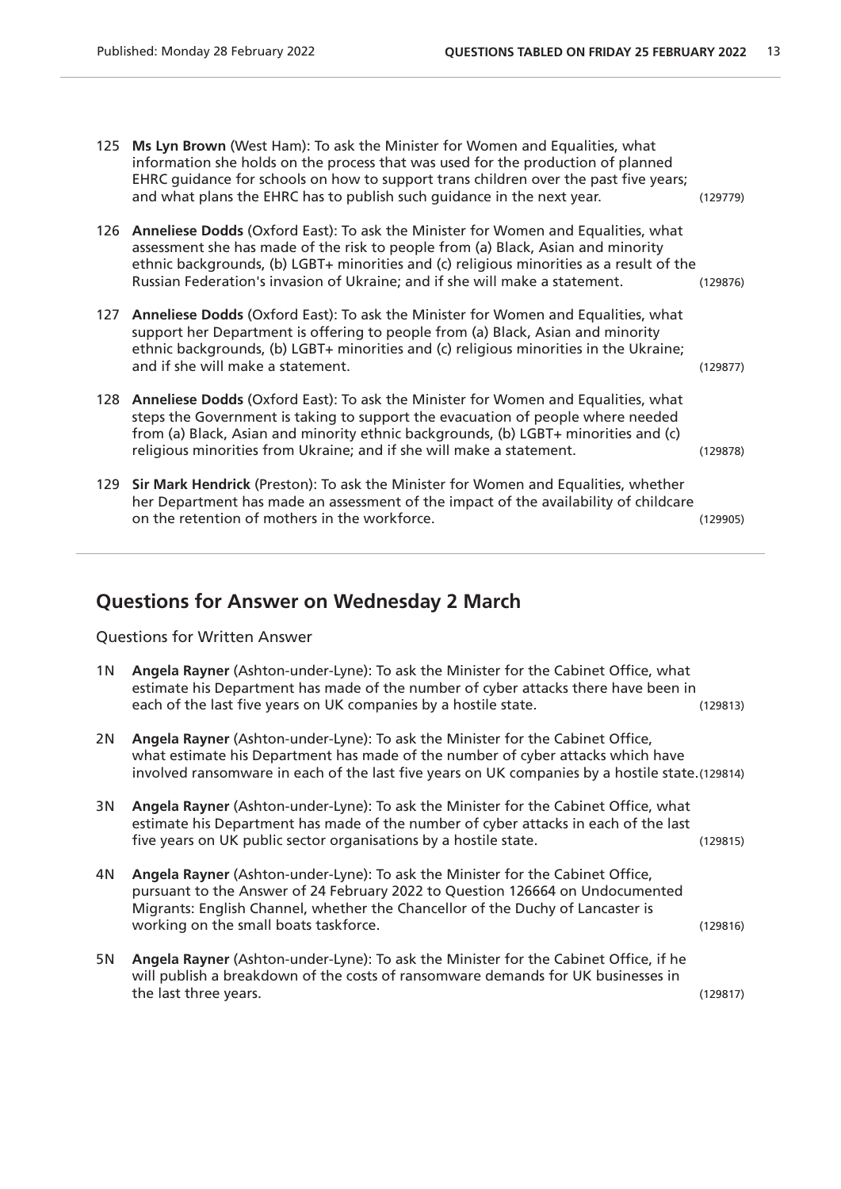125 **Ms Lyn Brown** (West Ham): To ask the Minister for Women and Equalities, what information she holds on the process that was used for the production of planned EHRC guidance for schools on how to support trans children over the past five years; and what plans the EHRC has to publish such guidance in the next year. (129779)

126 **Anneliese Dodds** (Oxford East): To ask the Minister for Women and Equalities, what assessment she has made of the risk to people from (a) Black, Asian and minority ethnic backgrounds, (b) LGBT+ minorities and (c) religious minorities as a result of the Russian Federation's invasion of Ukraine; and if she will make a statement. (129876)

127 **Anneliese Dodds** (Oxford East): To ask the Minister for Women and Equalities, what support her Department is offering to people from (a) Black, Asian and minority ethnic backgrounds, (b) LGBT+ minorities and (c) religious minorities in the Ukraine; and if she will make a statement. (129877)

128 **Anneliese Dodds** (Oxford East): To ask the Minister for Women and Equalities, what steps the Government is taking to support the evacuation of people where needed from (a) Black, Asian and minority ethnic backgrounds, (b) LGBT+ minorities and (c) religious minorities from Ukraine; and if she will make a statement. (129878)

129 **Sir Mark Hendrick** (Preston): To ask the Minister for Women and Equalities, whether her Department has made an assessment of the impact of the availability of childcare on the retention of mothers in the workforce. (129905)

## Questions for Answer on Wednesday 2 March

Questions for Written Answer

1N **Angela Rayner** (Ashton-under-Lyne): To ask the Minister for the Cabinet Office, what estimate his Department has made of the number of cyber attacks there have been in each of the last five years on UK companies by a hostile state. (129813)

2N **Angela Rayner** (Ashton-under-Lyne): To ask the Minister for the Cabinet Office, what estimate his Department has made of the number of cyber attacks which have involved ransomware in each of the last five years on UK companies by a hostile state. (129814)

3N **Angela Rayner** (Ashton-under-Lyne): To ask the Minister for the Cabinet Office, what estimate his Department has made of the number of cyber attacks in each of the last five years on UK public sector organisations by a hostile state. (129815)

4N **Angela Rayner** (Ashton-under-Lyne): To ask the Minister for the Cabinet Office, pursuant to the Answer of 24 February 2022 to Question 126664 on Undocumented Migrants: English Channel, whether the Chancellor of the Duchy of Lancaster is working on the small boats taskforce. (129816)

5N **Angela Rayner** (Ashton-under-Lyne): To ask the Minister for the Cabinet Office, if he will publish a breakdown of the costs of ransomware demands for UK businesses in the last three years. (129817)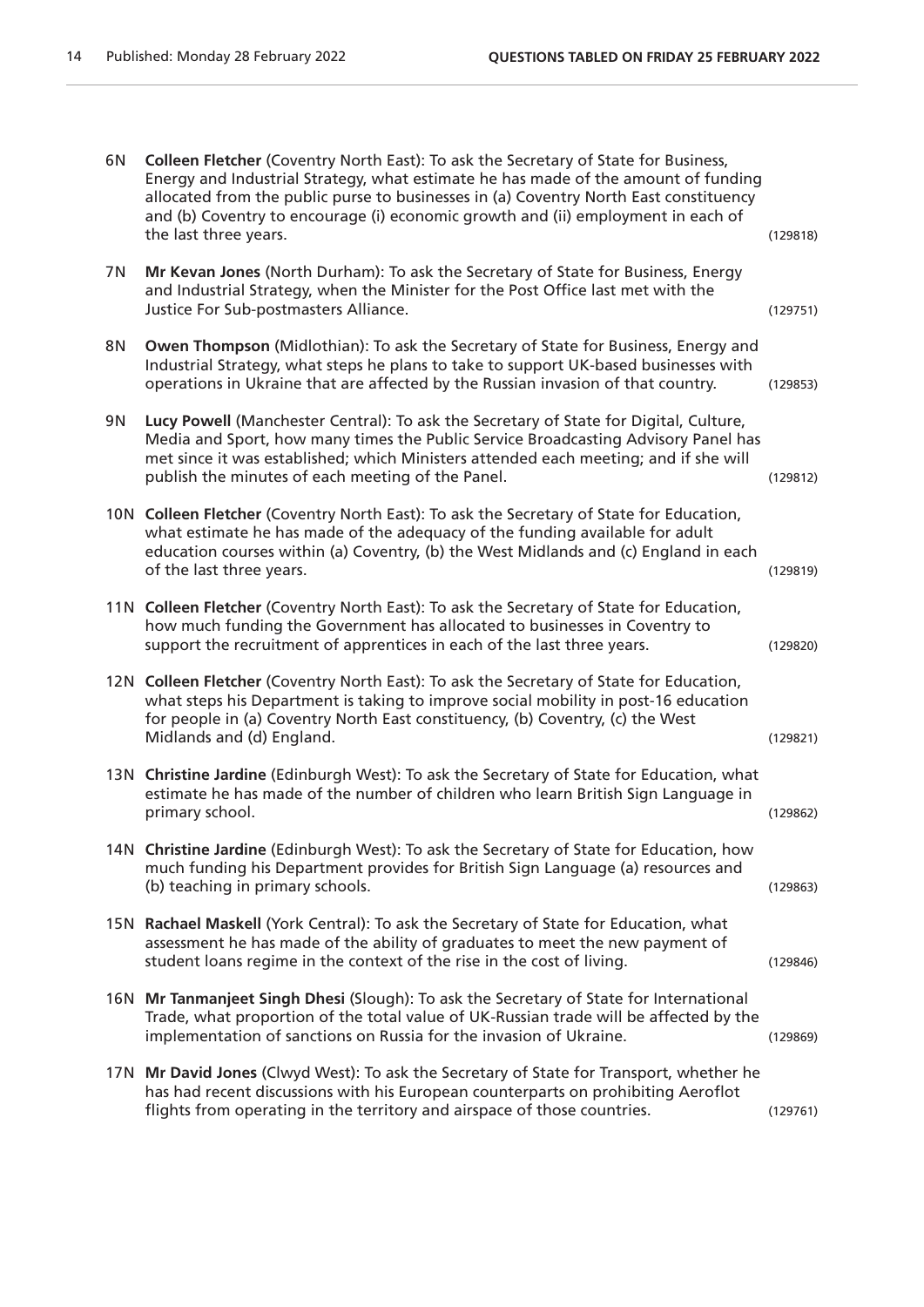6N **Colleen Fletcher** (Coventry North East): To ask the Secretary of State for Business, Energy and Industrial Strategy, what estimate he has made of the amount of funding allocated from the public purse to businesses in (a) Coventry North East constituency and (b) Coventry to encourage (i) economic growth and (ii) employment in each of the last three years. (129818)

7N **Mr Kevan Jones** (North Durham): To ask the Secretary of State for Business, Energy and Industrial Strategy, when the Minister for the Post Office last met with the Justice For Sub-postmasters Alliance. (129751)

8N **Owen Thompson** (Midlothian): To ask the Secretary of State for Business, Energy and Industrial Strategy, what steps he plans to take to support UK-based businesses with operations in Ukraine that are affected by the Russian invasion of that country. (129853)

9N **Lucy Powell** (Manchester Central): To ask the Secretary of State for Digital, Culture, Media and Sport, how many times the Public Service Broadcasting Advisory Panel has met since it was established; which Ministers attended each meeting; and if she will publish the minutes of each meeting of the Panel. (129812)

10N **Colleen Fletcher** (Coventry North East): To ask the Secretary of State for Education, what estimate he has made of the adequacy of the funding available for adult education courses within (a) Coventry, (b) the West Midlands and (c) England in each of the last three years. (129819)

11N **Colleen Fletcher** (Coventry North East): To ask the Secretary of State for Education, how much funding the Government has allocated to businesses in Coventry to support the recruitment of apprentices in each of the last three years. (129820)

12N **Colleen Fletcher** (Coventry North East): To ask the Secretary of State for Education, what steps his Department is taking to improve social mobility in post-16 education for people in (a) Coventry North East constituency, (b) Coventry, (c) the West Midlands and (d) England. (129821)

13N **Christine Jardine** (Edinburgh West): To ask the Secretary of State for Education, what estimate he has made of the number of children who learn British Sign Language in primary school. (129862)

14N **Christine Jardine** (Edinburgh West): To ask the Secretary of State for Education, how much funding his Department provides for British Sign Language (a) resources and (b) teaching in primary schools. (129863)

15N **Rachael Maskell** (York Central): To ask the Secretary of State for Education, what assessment he has made of the ability of graduates to meet the new payment of student loans regime in the context of the rise in the cost of living. (129846)

16N **Mr Tanmanjeet Singh Dhesi** (Slough): To ask the Secretary of State for International Trade, what proportion of the total value of UK-Russian trade will be affected by the implementation of sanctions on Russia for the invasion of Ukraine. (129869)

17N **Mr David Jones** (Clwyd West): To ask the Secretary of State for Transport, whether he has had recent discussions with his European counterparts on prohibiting Aeroflot flights from operating in the territory and airspace of those countries. (129761)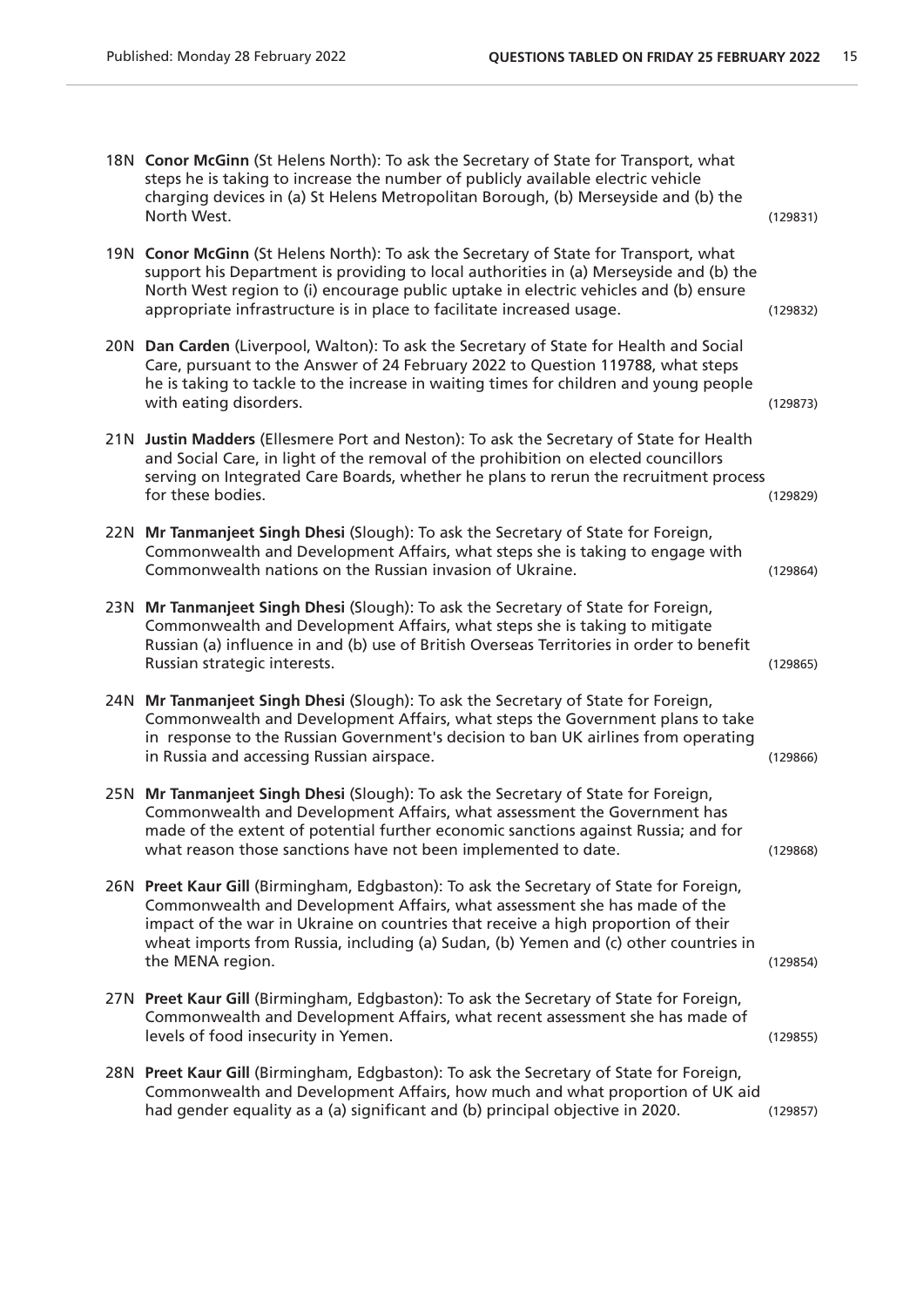18N **Conor McGinn** (St Helens North): To ask the Secretary of State for Transport, what steps he is taking to increase the number of publicly available electric vehicle charging devices in (a) St Helens Metropolitan Borough, (b) Merseyside and (b) the North West. (129831)

19N **Conor McGinn** (St Helens North): To ask the Secretary of State for Transport, what support his Department is providing to local authorities in (a) Merseyside and (b) the North West region to (i) encourage public uptake in electric vehicles and (b) ensure appropriate infrastructure is in place to facilitate increased usage. (129832)

20N **Dan Carden** (Liverpool, Walton): To ask the Secretary of State for Health and Social Care, pursuant to the Answer of 24 February 2022 to Question 119788, what steps he is taking to tackle to the increase in waiting times for children and young people with eating disorders. (129873)

21N **Justin Madders** (Ellesmere Port and Neston): To ask the Secretary of State for Health and Social Care, in light of the removal of the prohibition on elected councillors serving on Integrated Care Boards, whether he plans to rerun the recruitment process for these bodies. (129829)

22N **Mr Tanmanjeet Singh Dhesi** (Slough): To ask the Secretary of State for Foreign, Commonwealth and Development Affairs, what steps she is taking to engage with Commonwealth nations on the Russian invasion of Ukraine. (129864)

23N **Mr Tanmanjeet Singh Dhesi** (Slough): To ask the Secretary of State for Foreign, Commonwealth and Development Affairs, what steps she is taking to mitigate Russian (a) influence in and (b) use of British Overseas Territories in order to benefit Russian strategic interests. (129865)

24N **Mr Tanmanjeet Singh Dhesi** (Slough): To ask the Secretary of State for Foreign, Commonwealth and Development Affairs, what steps the Government plans to take in response to the Russian Government's decision to ban UK airlines from operating in Russia and accessing Russian airspace. (129866)

25N **Mr Tanmanjeet Singh Dhesi** (Slough): To ask the Secretary of State for Foreign, Commonwealth and Development Affairs, what assessment the Government has made of the extent of potential further economic sanctions against Russia; and for what reason those sanctions have not been implemented to date. (129868)

26N **Preet Kaur Gill** (Birmingham, Edgbaston): To ask the Secretary of State for Foreign, Commonwealth and Development Affairs, what assessment she has made of the impact of the war in Ukraine on countries that receive a high proportion of their wheat imports from Russia, including (a) Sudan, (b) Yemen and (c) other countries in the MENA region. (129854)

27N **Preet Kaur Gill** (Birmingham, Edgbaston): To ask the Secretary of State for Foreign, Commonwealth and Development Affairs, what recent assessment she has made of levels of food insecurity in Yemen. (129855)

28N **Preet Kaur Gill** (Birmingham, Edgbaston): To ask the Secretary of State for Foreign, Commonwealth and Development Affairs, how much and what proportion of UK aid had gender equality as a (a) significant and (b) principal objective in 2020. (129857)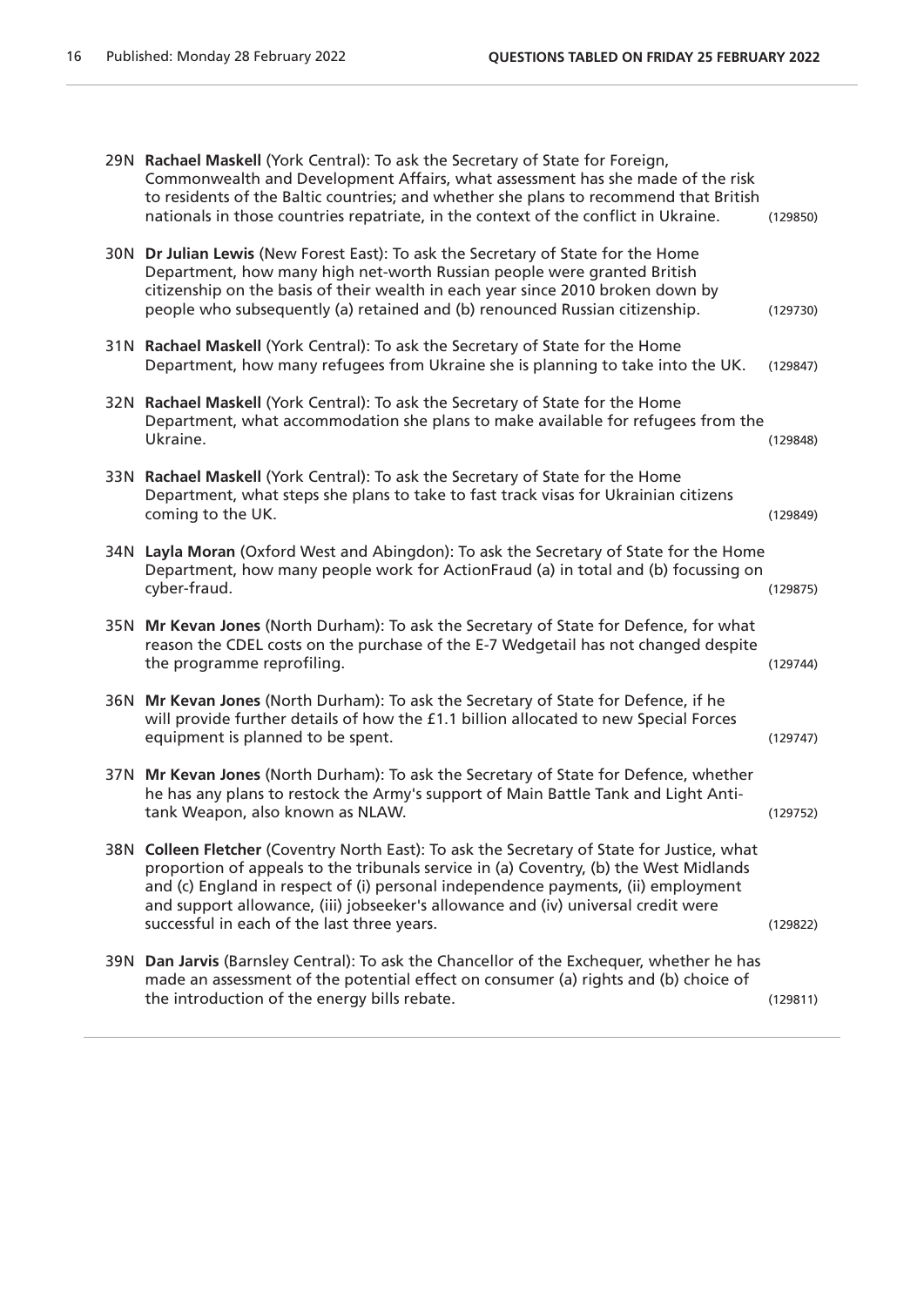29N **Rachael Maskell** (York Central): To ask the Secretary of State for Foreign, Commonwealth and Development Affairs, what assessment has she made of the risk to residents of the Baltic countries; and whether she plans to recommend that British nationals in those countries repatriate, in the context of the conflict in Ukraine. (129850)

30N **Dr Julian Lewis** (New Forest East): To ask the Secretary of State for the Home Department, how many high net-worth Russian people were granted British citizenship on the basis of their wealth in each year since 2010 broken down by people who subsequently (a) retained and (b) renounced Russian citizenship. (129730)

31N **Rachael Maskell** (York Central): To ask the Secretary of State for the Home Department, how many refugees from Ukraine she is planning to take into the UK. (129847)

32N **Rachael Maskell** (York Central): To ask the Secretary of State for the Home Department, what accommodation she plans to make available for refugees from the Ukraine. (129848)

33N **Rachael Maskell** (York Central): To ask the Secretary of State for the Home Department, what steps she plans to take to fast track visas for Ukrainian citizens coming to the UK. (129849)

34N **Layla Moran** (Oxford West and Abingdon): To ask the Secretary of State for the Home Department, how many people work for ActionFraud (a) in total and (b) focussing on cyber-fraud. (129875)

35N **Mr Kevan Jones** (North Durham): To ask the Secretary of State for Defence, for what reason the CDEL costs on the purchase of the E-7 Wedgetail has not changed despite the programme reprofiling. (129744)

36N **Mr Kevan Jones** (North Durham): To ask the Secretary of State for Defence, if he will provide further details of how the £1.1 billion allocated to new Special Forces equipment is planned to be spent. (129747)

37N **Mr Kevan Jones** (North Durham): To ask the Secretary of State for Defence, whether he has any plans to restock the Army's support of Main Battle Tank and Light Anti-tank Weapon, also known as NLAW. (129752)

38N **Colleen Fletcher** (Coventry North East): To ask the Secretary of State for Justice, what proportion of appeals to the tribunals service in (a) Coventry, (b) the West Midlands and (c) England in respect of (i) personal independence payments, (ii) employment and support allowance, (iii) jobseeker's allowance and (iv) universal credit were successful in each of the last three years. (129822)

39N **Dan Jarvis** (Barnsley Central): To ask the Chancellor of the Exchequer, whether he has made an assessment of the potential effect on consumer (a) rights and (b) choice of the introduction of the energy bills rebate. (129811)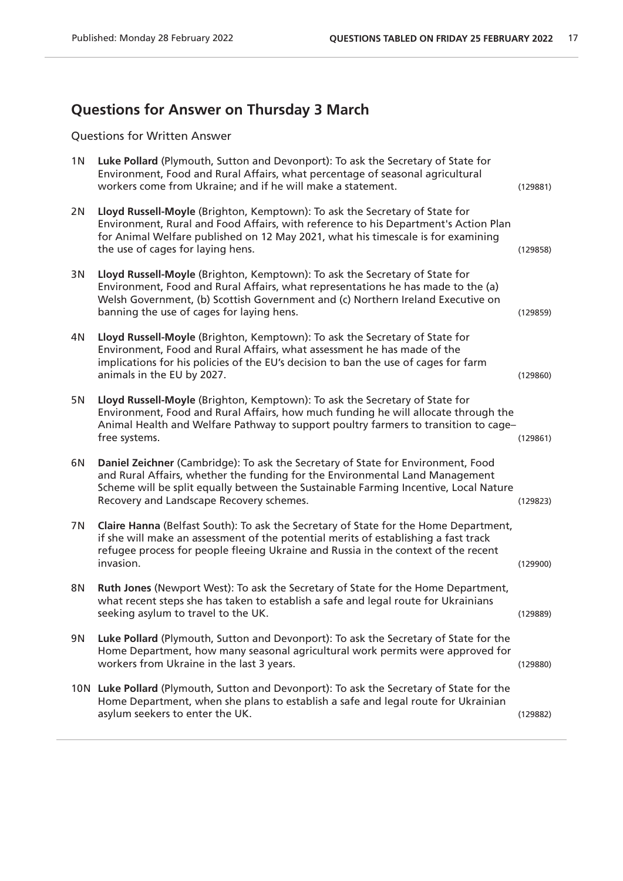## Questions for Answer on Thursday 3 March

Questions for Written Answer

1N **Luke Pollard** (Plymouth, Sutton and Devonport): To ask the Secretary of State for Environment, Food and Rural Affairs, what percentage of seasonal agricultural workers come from Ukraine; and if he will make a statement. (129881)

2N **Lloyd Russell-Moyle** (Brighton, Kemptown): To ask the Secretary of State for Environment, Rural and Food Affairs, with reference to his Department's Action Plan for Animal Welfare published on 12 May 2021, what his timescale is for examining the use of cages for laying hens. (129858)

3N **Lloyd Russell-Moyle** (Brighton, Kemptown): To ask the Secretary of State for Environment, Food and Rural Affairs, what representations he has made to the (a) Welsh Government, (b) Scottish Government and (c) Northern Ireland Executive on banning the use of cages for laying hens. (129859)

4N **Lloyd Russell-Moyle** (Brighton, Kemptown): To ask the Secretary of State for Environment, Food and Rural Affairs, what assessment he has made of the implications for his policies of the EU's decision to ban the use of cages for farm animals in the EU by 2027. (129860)

5N **Lloyd Russell-Moyle** (Brighton, Kemptown): To ask the Secretary of State for Environment, Food and Rural Affairs, how much funding he will allocate through the Animal Health and Welfare Pathway to support poultry farmers to transition to cage–free systems. (129861)

6N **Daniel Zeichner** (Cambridge): To ask the Secretary of State for Environment, Food and Rural Affairs, whether the funding for the Environmental Land Management Scheme will be split equally between the Sustainable Farming Incentive, Local Nature Recovery and Landscape Recovery schemes. (129823)

7N **Claire Hanna** (Belfast South): To ask the Secretary of State for the Home Department, if she will make an assessment of the potential merits of establishing a fast track refugee process for people fleeing Ukraine and Russia in the context of the recent invasion. (129900)

8N **Ruth Jones** (Newport West): To ask the Secretary of State for the Home Department, what recent steps she has taken to establish a safe and legal route for Ukrainians seeking asylum to travel to the UK. (129889)

9N **Luke Pollard** (Plymouth, Sutton and Devonport): To ask the Secretary of State for the Home Department, how many seasonal agricultural work permits were approved for workers from Ukraine in the last 3 years. (129880)

10N **Luke Pollard** (Plymouth, Sutton and Devonport): To ask the Secretary of State for the Home Department, when she plans to establish a safe and legal route for Ukrainian asylum seekers to enter the UK. (129882)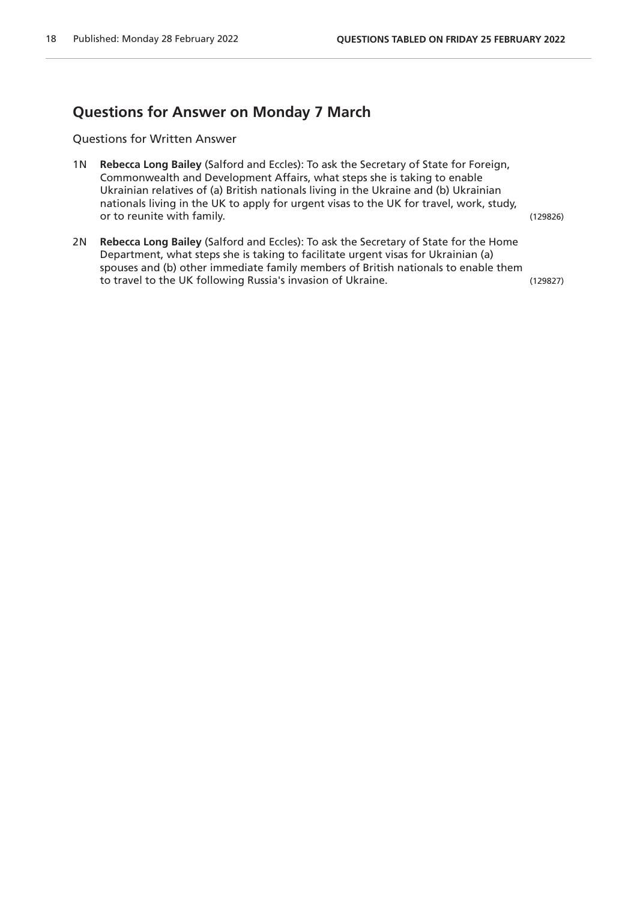## Questions for Answer on Monday 7 March

Questions for Written Answer

1N **Rebecca Long Bailey** (Salford and Eccles): To ask the Secretary of State for Foreign, Commonwealth and Development Affairs, what steps she is taking to enable Ukrainian relatives of (a) British nationals living in the Ukraine and (b) Ukrainian nationals living in the UK to apply for urgent visas to the UK for travel, work, study, or to reunite with family. (129826)

2N **Rebecca Long Bailey** (Salford and Eccles): To ask the Secretary of State for the Home Department, what steps she is taking to facilitate urgent visas for Ukrainian (a) spouses and (b) other immediate family members of British nationals to enable them to travel to the UK following Russia's invasion of Ukraine. (129827)